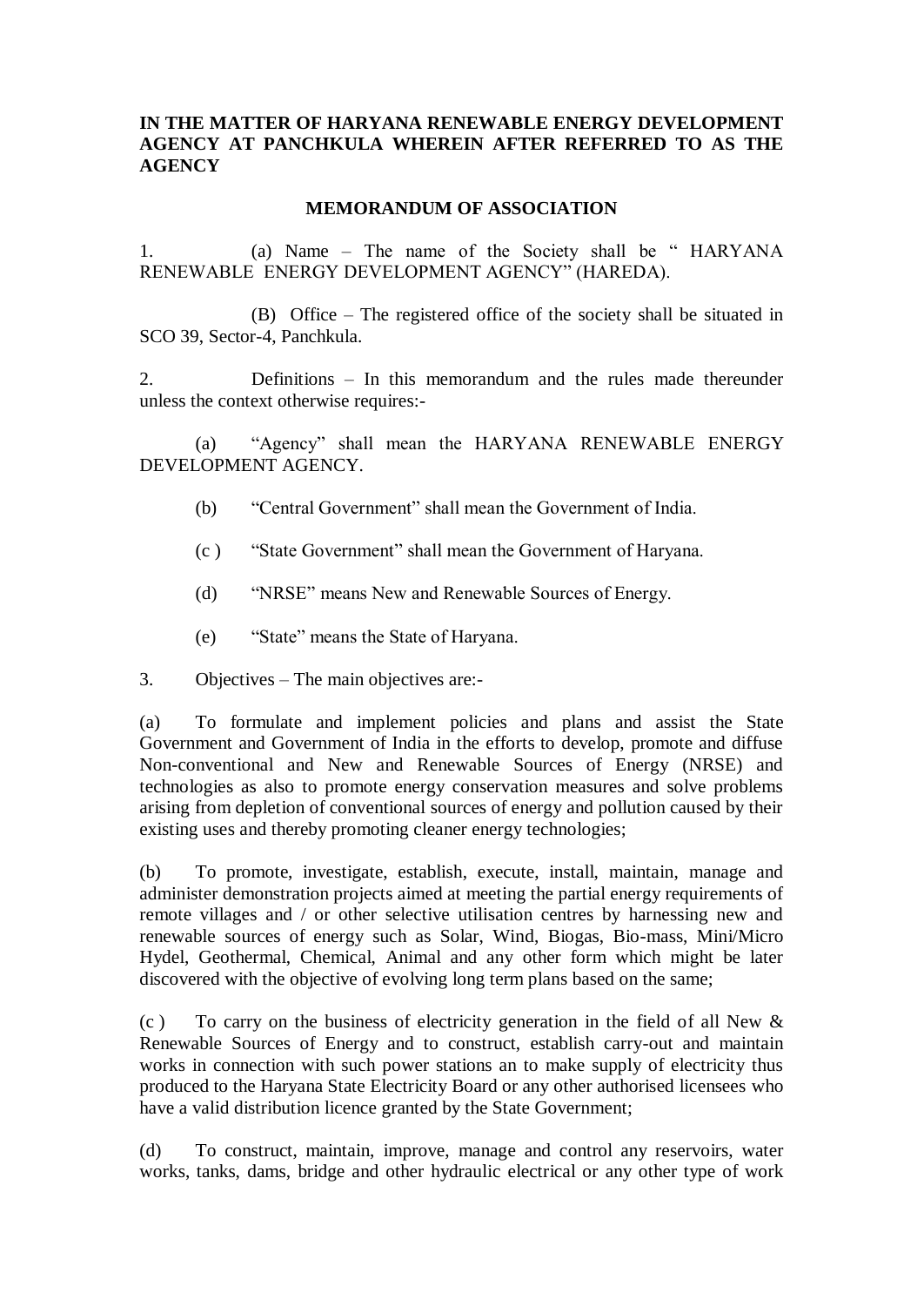**IN THE MATTER OF HARYANA RENEWABLE ENERGY DEVELOPMENT AGENCY AT PANCHKULA WHEREIN AFTER REFERRED TO AS THE AGENCY**

## MEMORANDUM OF ASSOCIATION

1. (a) Name – The name of the Society shall be " HARYANA RENEWABLE ENERGY DEVELOPMENT AGENCY" (HAREDA).

   (B) Office – The registered office of the society shall be situated in SCO 39, Sector-4, Panchkula.

2. Definitions – In this memorandum and the rules made thereunder unless the context otherwise requires:-

   (a) "Agency" shall mean the HARYANA RENEWABLE ENERGY DEVELOPMENT AGENCY.

   (b) "Central Government" shall mean the Government of India.

   (c ) "State Government" shall mean the Government of Haryana.

   (d) "NRSE" means New and Renewable Sources of Energy.

   (e) "State" means the State of Haryana.

3. Objectives – The main objectives are:-

(a) To formulate and implement policies and plans and assist the State Government and Government of India in the efforts to develop, promote and diffuse Non-conventional and New and Renewable Sources of Energy (NRSE) and technologies as also to promote energy conservation measures and solve problems arising from depletion of conventional sources of energy and pollution caused by their existing uses and thereby promoting cleaner energy technologies;

(b) To promote, investigate, establish, execute, install, maintain, manage and administer demonstration projects aimed at meeting the partial energy requirements of remote villages and / or other selective utilisation centres by harnessing new and renewable sources of energy such as Solar, Wind, Biogas, Bio-mass, Mini/Micro Hydel, Geothermal, Chemical, Animal and any other form which might be later discovered with the objective of evolving long term plans based on the same;

(c ) To carry on the business of electricity generation in the field of all New & Renewable Sources of Energy and to construct, establish carry-out and maintain works in connection with such power stations an to make supply of electricity thus produced to the Haryana State Electricity Board or any other authorised licensees who have a valid distribution licence granted by the State Government;

(d) To construct, maintain, improve, manage and control any reservoirs, water works, tanks, dams, bridge and other hydraulic electrical or any other type of work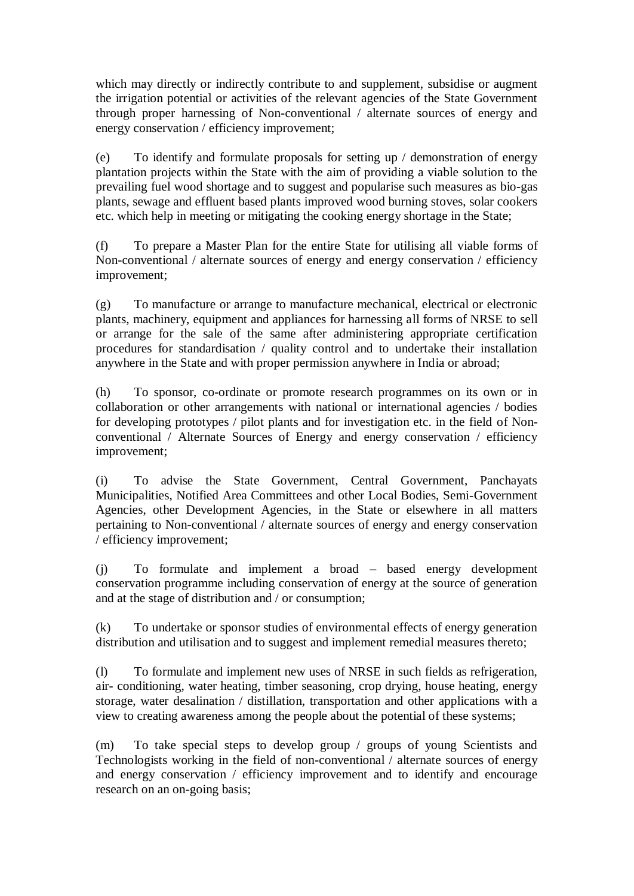which may directly or indirectly contribute to and supplement, subsidise or augment the irrigation potential or activities of the relevant agencies of the State Government through proper harnessing of Non-conventional / alternate sources of energy and energy conservation / efficiency improvement;

(e) To identify and formulate proposals for setting up / demonstration of energy plantation projects within the State with the aim of providing a viable solution to the prevailing fuel wood shortage and to suggest and popularise such measures as bio-gas plants, sewage and effluent based plants improved wood burning stoves, solar cookers etc. which help in meeting or mitigating the cooking energy shortage in the State;

(f) To prepare a Master Plan for the entire State for utilising all viable forms of Non-conventional / alternate sources of energy and energy conservation / efficiency improvement;

(g) To manufacture or arrange to manufacture mechanical, electrical or electronic plants, machinery, equipment and appliances for harnessing all forms of NRSE to sell or arrange for the sale of the same after administering appropriate certification procedures for standardisation / quality control and to undertake their installation anywhere in the State and with proper permission anywhere in India or abroad;

(h) To sponsor, co-ordinate or promote research programmes on its own or in collaboration or other arrangements with national or international agencies / bodies for developing prototypes / pilot plants and for investigation etc. in the field of Non-conventional / Alternate Sources of Energy and energy conservation / efficiency improvement;

(i) To advise the State Government, Central Government, Panchayats Municipalities, Notified Area Committees and other Local Bodies, Semi-Government Agencies, other Development Agencies, in the State or elsewhere in all matters pertaining to Non-conventional / alternate sources of energy and energy conservation / efficiency improvement;

(j) To formulate and implement a broad – based energy development conservation programme including conservation of energy at the source of generation and at the stage of distribution and / or consumption;

(k) To undertake or sponsor studies of environmental effects of energy generation distribution and utilisation and to suggest and implement remedial measures thereto;

(l) To formulate and implement new uses of NRSE in such fields as refrigeration, air- conditioning, water heating, timber seasoning, crop drying, house heating, energy storage, water desalination / distillation, transportation and other applications with a view to creating awareness among the people about the potential of these systems;

(m) To take special steps to develop group / groups of young Scientists and Technologists working in the field of non-conventional / alternate sources of energy and energy conservation / efficiency improvement and to identify and encourage research on an on-going basis;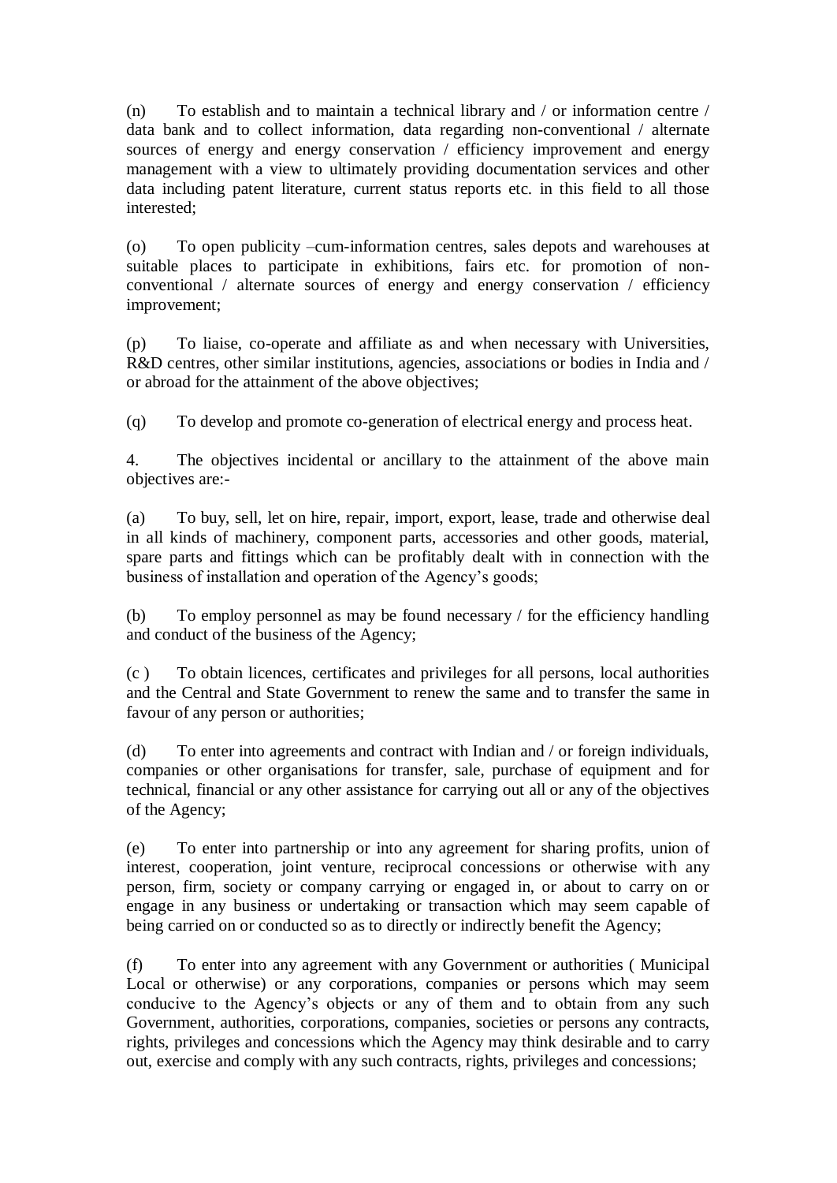(n) To establish and to maintain a technical library and / or information centre / data bank and to collect information, data regarding non-conventional / alternate sources of energy and energy conservation / efficiency improvement and energy management with a view to ultimately providing documentation services and other data including patent literature, current status reports etc. in this field to all those interested;

(o) To open publicity –cum-information centres, sales depots and warehouses at suitable places to participate in exhibitions, fairs etc. for promotion of non-conventional / alternate sources of energy and energy conservation / efficiency improvement;

(p) To liaise, co-operate and affiliate as and when necessary with Universities, R&D centres, other similar institutions, agencies, associations or bodies in India and / or abroad for the attainment of the above objectives;

(q) To develop and promote co-generation of electrical energy and process heat.

4. The objectives incidental or ancillary to the attainment of the above main objectives are:-

(a) To buy, sell, let on hire, repair, import, export, lease, trade and otherwise deal in all kinds of machinery, component parts, accessories and other goods, material, spare parts and fittings which can be profitably dealt with in connection with the business of installation and operation of the Agency's goods;

(b) To employ personnel as may be found necessary / for the efficiency handling and conduct of the business of the Agency;

(c ) To obtain licences, certificates and privileges for all persons, local authorities and the Central and State Government to renew the same and to transfer the same in favour of any person or authorities;

(d) To enter into agreements and contract with Indian and / or foreign individuals, companies or other organisations for transfer, sale, purchase of equipment and for technical, financial or any other assistance for carrying out all or any of the objectives of the Agency;

(e) To enter into partnership or into any agreement for sharing profits, union of interest, cooperation, joint venture, reciprocal concessions or otherwise with any person, firm, society or company carrying or engaged in, or about to carry on or engage in any business or undertaking or transaction which may seem capable of being carried on or conducted so as to directly or indirectly benefit the Agency;

(f) To enter into any agreement with any Government or authorities ( Municipal Local or otherwise) or any corporations, companies or persons which may seem conducive to the Agency's objects or any of them and to obtain from any such Government, authorities, corporations, companies, societies or persons any contracts, rights, privileges and concessions which the Agency may think desirable and to carry out, exercise and comply with any such contracts, rights, privileges and concessions;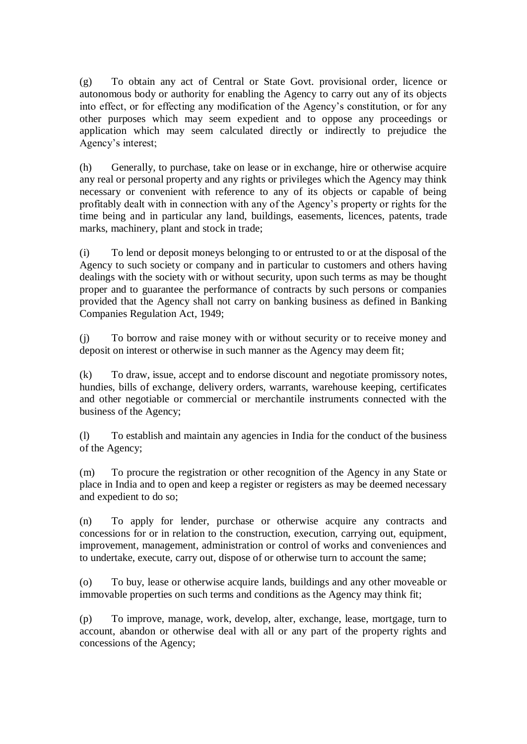(g) To obtain any act of Central or State Govt. provisional order, licence or autonomous body or authority for enabling the Agency to carry out any of its objects into effect, or for effecting any modification of the Agency's constitution, or for any other purposes which may seem expedient and to oppose any proceedings or application which may seem calculated directly or indirectly to prejudice the Agency's interest;

(h) Generally, to purchase, take on lease or in exchange, hire or otherwise acquire any real or personal property and any rights or privileges which the Agency may think necessary or convenient with reference to any of its objects or capable of being profitably dealt with in connection with any of the Agency's property or rights for the time being and in particular any land, buildings, easements, licences, patents, trade marks, machinery, plant and stock in trade;

(i) To lend or deposit moneys belonging to or entrusted to or at the disposal of the Agency to such society or company and in particular to customers and others having dealings with the society with or without security, upon such terms as may be thought proper and to guarantee the performance of contracts by such persons or companies provided that the Agency shall not carry on banking business as defined in Banking Companies Regulation Act, 1949;

(j) To borrow and raise money with or without security or to receive money and deposit on interest or otherwise in such manner as the Agency may deem fit;

(k) To draw, issue, accept and to endorse discount and negotiate promissory notes, hundies, bills of exchange, delivery orders, warrants, warehouse keeping, certificates and other negotiable or commercial or merchantile instruments connected with the business of the Agency;

(l) To establish and maintain any agencies in India for the conduct of the business of the Agency;

(m) To procure the registration or other recognition of the Agency in any State or place in India and to open and keep a register or registers as may be deemed necessary and expedient to do so;

(n) To apply for lender, purchase or otherwise acquire any contracts and concessions for or in relation to the construction, execution, carrying out, equipment, improvement, management, administration or control of works and conveniences and to undertake, execute, carry out, dispose of or otherwise turn to account the same;

(o) To buy, lease or otherwise acquire lands, buildings and any other moveable or immovable properties on such terms and conditions as the Agency may think fit;

(p) To improve, manage, work, develop, alter, exchange, lease, mortgage, turn to account, abandon or otherwise deal with all or any part of the property rights and concessions of the Agency;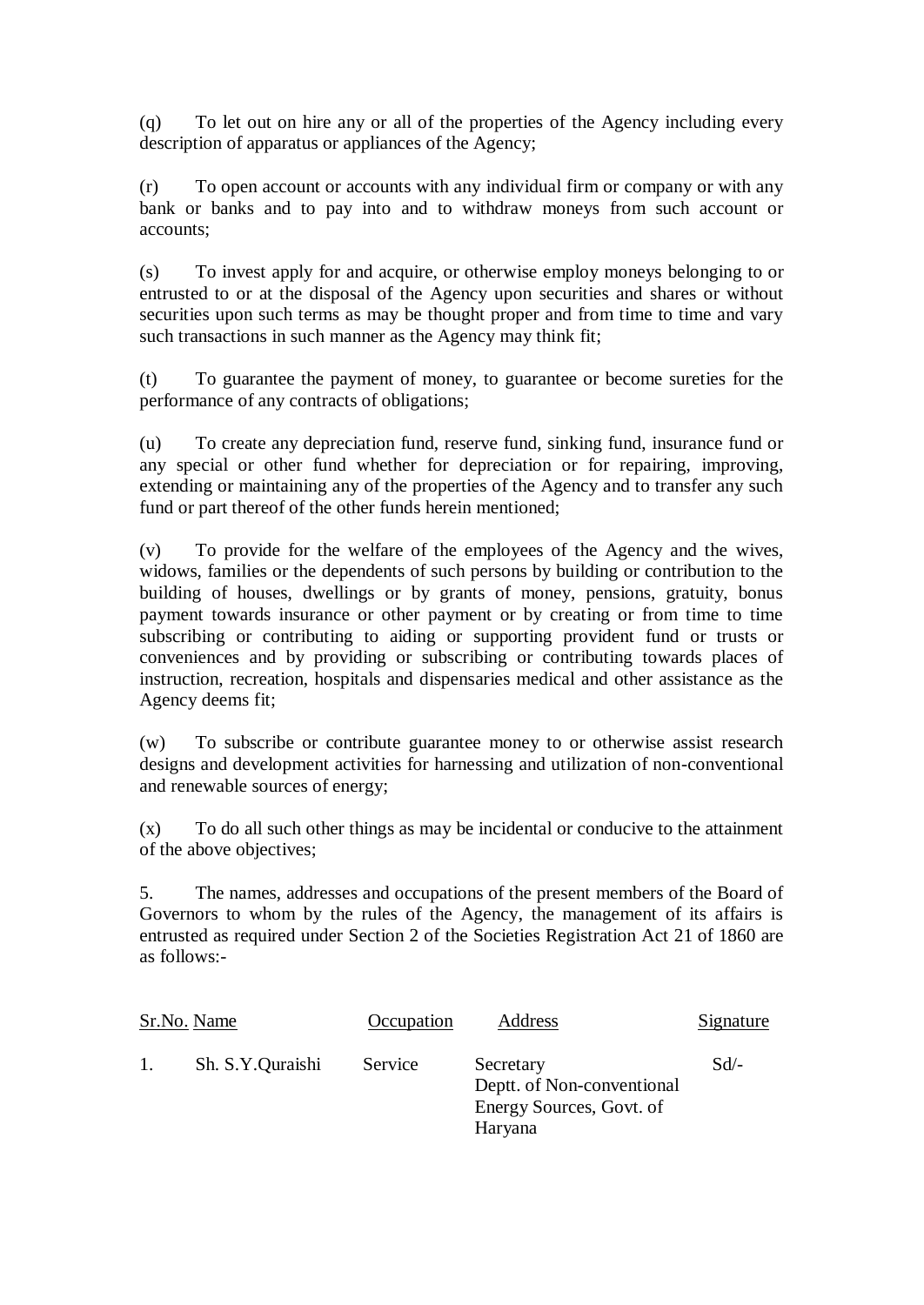(q) To let out on hire any or all of the properties of the Agency including every description of apparatus or appliances of the Agency;

(r) To open account or accounts with any individual firm or company or with any bank or banks and to pay into and to withdraw moneys from such account or accounts;

(s) To invest apply for and acquire, or otherwise employ moneys belonging to or entrusted to or at the disposal of the Agency upon securities and shares or without securities upon such terms as may be thought proper and from time to time and vary such transactions in such manner as the Agency may think fit;

(t) To guarantee the payment of money, to guarantee or become sureties for the performance of any contracts of obligations;

(u) To create any depreciation fund, reserve fund, sinking fund, insurance fund or any special or other fund whether for depreciation or for repairing, improving, extending or maintaining any of the properties of the Agency and to transfer any such fund or part thereof of the other funds herein mentioned;

(v) To provide for the welfare of the employees of the Agency and the wives, widows, families or the dependents of such persons by building or contribution to the building of houses, dwellings or by grants of money, pensions, gratuity, bonus payment towards insurance or other payment or by creating or from time to time subscribing or contributing to aiding or supporting provident fund or trusts or conveniences and by providing or subscribing or contributing towards places of instruction, recreation, hospitals and dispensaries medical and other assistance as the Agency deems fit;

(w) To subscribe or contribute guarantee money to or otherwise assist research designs and development activities for harnessing and utilization of non-conventional and renewable sources of energy;

(x) To do all such other things as may be incidental or conducive to the attainment of the above objectives;

5. The names, addresses and occupations of the present members of the Board of Governors to whom by the rules of the Agency, the management of its affairs is entrusted as required under Section 2 of the Societies Registration Act 21 of 1860 are as follows:-

| Sr.No. | Name | Occupation | Address | Signature |
|---|---|---|---|---|
| 1. | Sh. S.Y.Quraishi | Service | Secretary Deptt. of Non-conventional Energy Sources, Govt. of Haryana | Sd/- |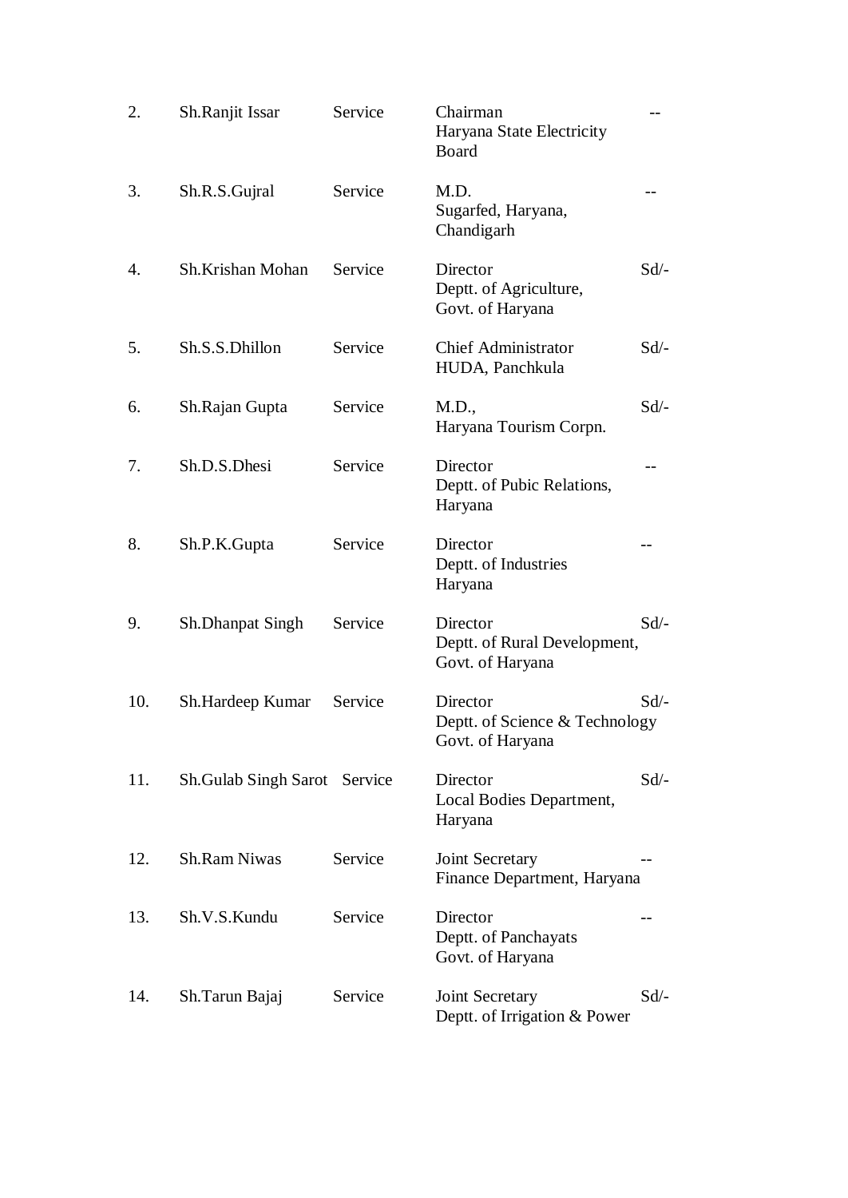| | | | | |
|---|---|---|---|---|
| 2. | Sh.Ranjit Issar | Service | Chairman<br>Haryana State Electricity Board | -- |
| 3. | Sh.R.S.Gujral | Service | M.D.<br>Sugarfed, Haryana, Chandigarh | -- |
| 4. | Sh.Krishan Mohan | Service | Director<br>Deptt. of Agriculture, Govt. of Haryana | Sd/- |
| 5. | Sh.S.S.Dhillon | Service | Chief Administrator<br>HUDA, Panchkula | Sd/- |
| 6. | Sh.Rajan Gupta | Service | M.D.,<br>Haryana Tourism Corpn. | Sd/- |
| 7. | Sh.D.S.Dhesi | Service | Director<br>Deptt. of Pubic Relations, Haryana | -- |
| 8. | Sh.P.K.Gupta | Service | Director<br>Deptt. of Industries Haryana | -- |
| 9. | Sh.Dhanpat Singh | Service | Director<br>Deptt. of Rural Development, Govt. of Haryana | Sd/- |
| 10. | Sh.Hardeep Kumar | Service | Director<br>Deptt. of Science & Technology Govt. of Haryana | Sd/- |
| 11. | Sh.Gulab Singh Sarot | Service | Director<br>Local Bodies Department, Haryana | Sd/- |
| 12. | Sh.Ram Niwas | Service | Joint Secretary<br>Finance Department, Haryana | -- |
| 13. | Sh.V.S.Kundu | Service | Director<br>Deptt. of Panchayats Govt. of Haryana | -- |
| 14. | Sh.Tarun Bajaj | Service | Joint Secretary<br>Deptt. of Irrigation & Power | Sd/- |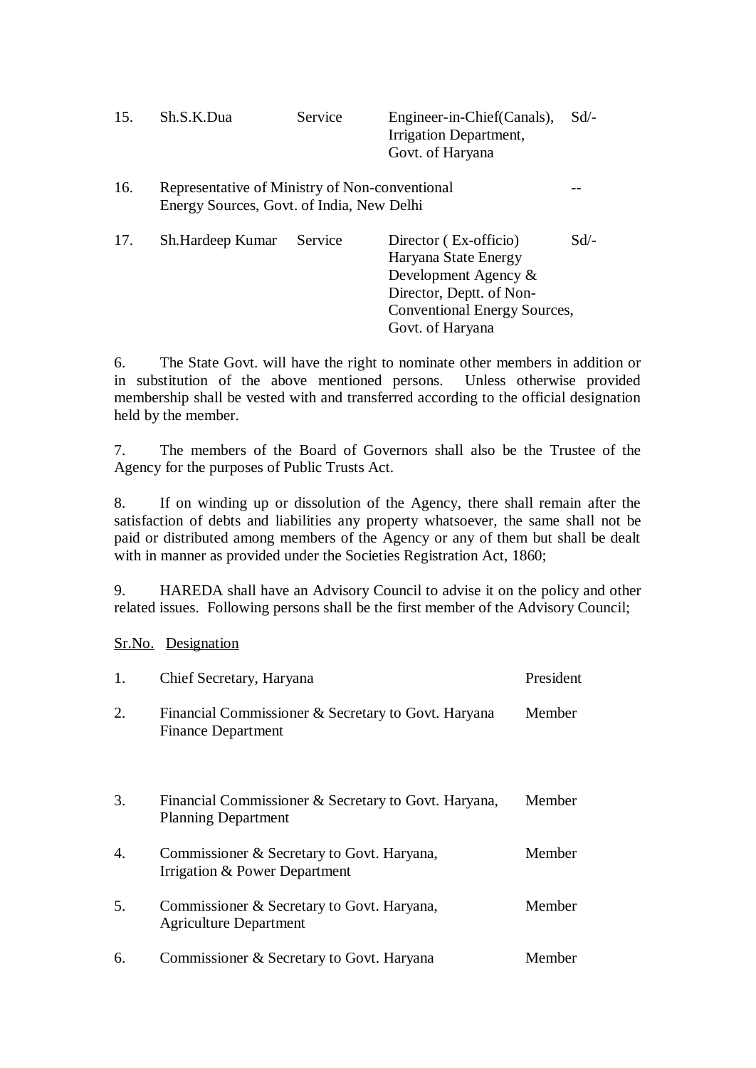| | | | | |
|---|---|---|---|---|
| 15. | Sh.S.K.Dua | Service | Engineer-in-Chief(Canals), Irrigation Department, Govt. of Haryana | Sd/- |
| 16. | Representative of Ministry of Non-conventional Energy Sources, Govt. of India, New Delhi | | | -- |
| 17. | Sh.Hardeep Kumar | Service | Director ( Ex-officio) Haryana State Energy Development Agency & Director, Deptt. of Non-Conventional Energy Sources, Govt. of Haryana | Sd/- |

6. The State Govt. will have the right to nominate other members in addition or in substitution of the above mentioned persons. Unless otherwise provided membership shall be vested with and transferred according to the official designation held by the member.

7. The members of the Board of Governors shall also be the Trustee of the Agency for the purposes of Public Trusts Act.

8. If on winding up or dissolution of the Agency, there shall remain after the satisfaction of debts and liabilities any property whatsoever, the same shall not be paid or distributed among members of the Agency or any of them but shall be dealt with in manner as provided under the Societies Registration Act, 1860;

9. HAREDA shall have an Advisory Council to advise it on the policy and other related issues. Following persons shall be the first member of the Advisory Council;

| Sr.No. | Designation | |
|---|---|---|
| 1. | Chief Secretary, Haryana | President |
| 2. | Financial Commissioner & Secretary to Govt. Haryana Finance Department | Member |
| 3. | Financial Commissioner & Secretary to Govt. Haryana, Planning Department | Member |
| 4. | Commissioner & Secretary to Govt. Haryana, Irrigation & Power Department | Member |
| 5. | Commissioner & Secretary to Govt. Haryana, Agriculture Department | Member |
| 6. | Commissioner & Secretary to Govt. Haryana | Member |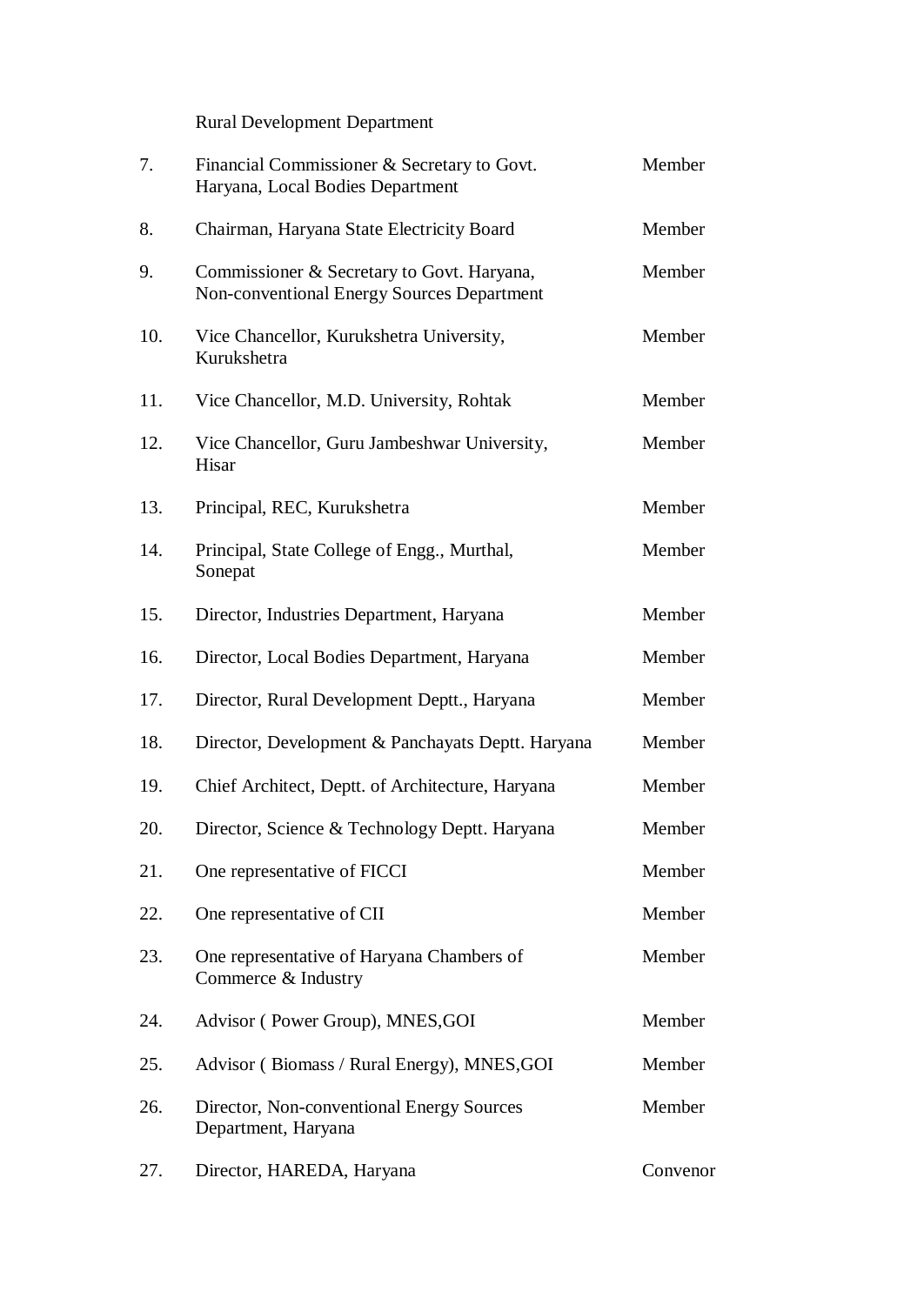|  | Rural Development Department |  |
| --- | --- | --- |
| 7. | Financial Commissioner & Secretary to Govt. Haryana, Local Bodies Department | Member |
| 8. | Chairman, Haryana State Electricity Board | Member |
| 9. | Commissioner & Secretary to Govt. Haryana, Non-conventional Energy Sources Department | Member |
| 10. | Vice Chancellor, Kurukshetra University, Kurukshetra | Member |
| 11. | Vice Chancellor, M.D. University, Rohtak | Member |
| 12. | Vice Chancellor, Guru Jambeshwar University, Hisar | Member |
| 13. | Principal, REC, Kurukshetra | Member |
| 14. | Principal, State College of Engg., Murthal, Sonepat | Member |
| 15. | Director, Industries Department, Haryana | Member |
| 16. | Director, Local Bodies Department, Haryana | Member |
| 17. | Director, Rural Development Deptt., Haryana | Member |
| 18. | Director, Development & Panchayats Deptt. Haryana | Member |
| 19. | Chief Architect, Deptt. of Architecture, Haryana | Member |
| 20. | Director, Science & Technology Deptt. Haryana | Member |
| 21. | One representative of FICCI | Member |
| 22. | One representative of CII | Member |
| 23. | One representative of Haryana Chambers of Commerce & Industry | Member |
| 24. | Advisor ( Power Group), MNES,GOI | Member |
| 25. | Advisor ( Biomass / Rural Energy), MNES,GOI | Member |
| 26. | Director, Non-conventional Energy Sources Department, Haryana | Member |
| 27. | Director, HAREDA, Haryana | Convenor |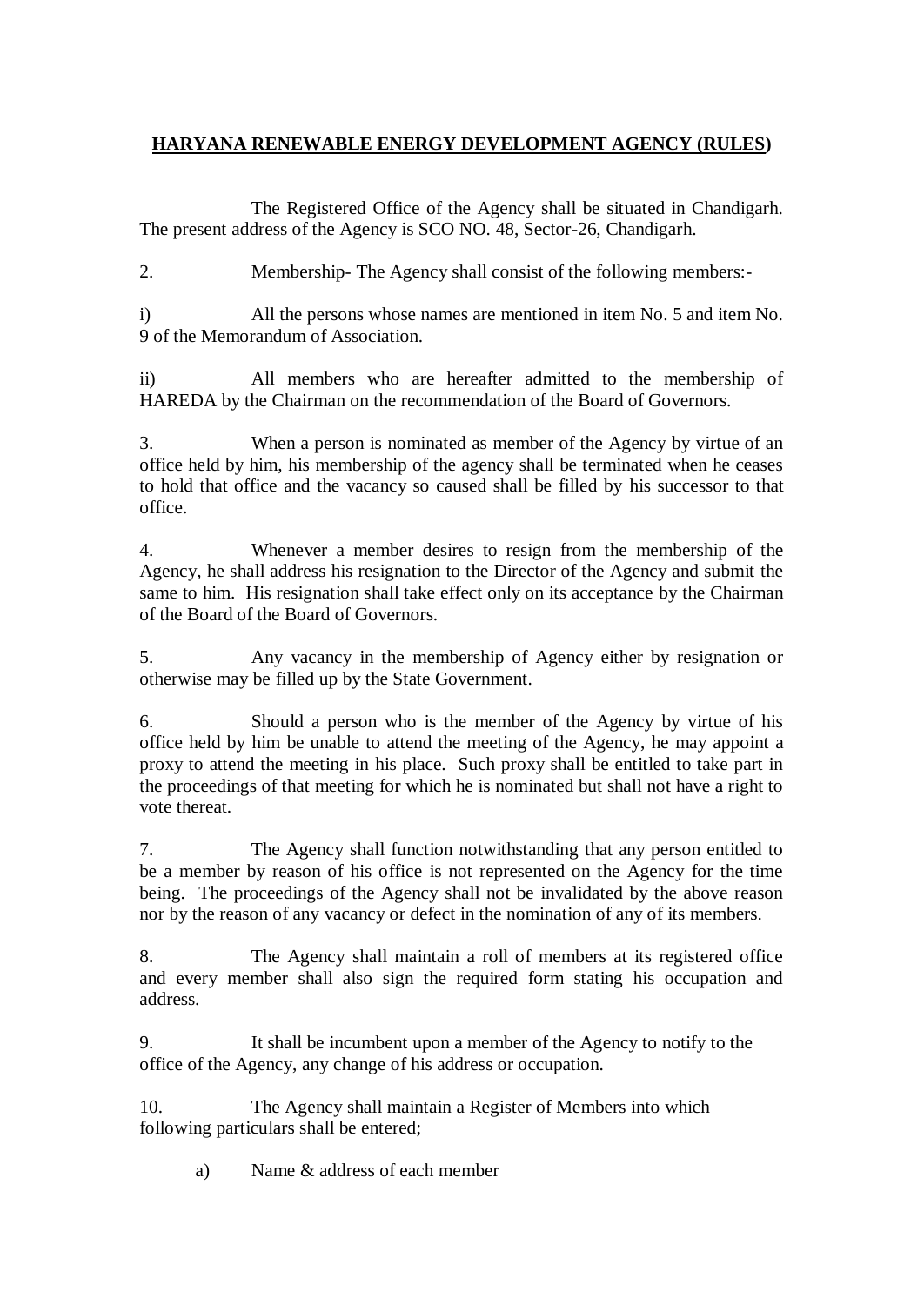# **HARYANA RENEWABLE ENERGY DEVELOPMENT AGENCY (RULES)**

The Registered Office of the Agency shall be situated in Chandigarh. The present address of the Agency is SCO NO. 48, Sector-26, Chandigarh.

2. Membership- The Agency shall consist of the following members:-

i) All the persons whose names are mentioned in item No. 5 and item No. 9 of the Memorandum of Association.

ii) All members who are hereafter admitted to the membership of HAREDA by the Chairman on the recommendation of the Board of Governors.

3. When a person is nominated as member of the Agency by virtue of an office held by him, his membership of the agency shall be terminated when he ceases to hold that office and the vacancy so caused shall be filled by his successor to that office.

4. Whenever a member desires to resign from the membership of the Agency, he shall address his resignation to the Director of the Agency and submit the same to him. His resignation shall take effect only on its acceptance by the Chairman of the Board of the Board of Governors.

5. Any vacancy in the membership of Agency either by resignation or otherwise may be filled up by the State Government.

6. Should a person who is the member of the Agency by virtue of his office held by him be unable to attend the meeting of the Agency, he may appoint a proxy to attend the meeting in his place. Such proxy shall be entitled to take part in the proceedings of that meeting for which he is nominated but shall not have a right to vote thereat.

7. The Agency shall function notwithstanding that any person entitled to be a member by reason of his office is not represented on the Agency for the time being. The proceedings of the Agency shall not be invalidated by the above reason nor by the reason of any vacancy or defect in the nomination of any of its members.

8. The Agency shall maintain a roll of members at its registered office and every member shall also sign the required form stating his occupation and address.

9. It shall be incumbent upon a member of the Agency to notify to the office of the Agency, any change of his address or occupation.

10. The Agency shall maintain a Register of Members into which following particulars shall be entered;

a) Name & address of each member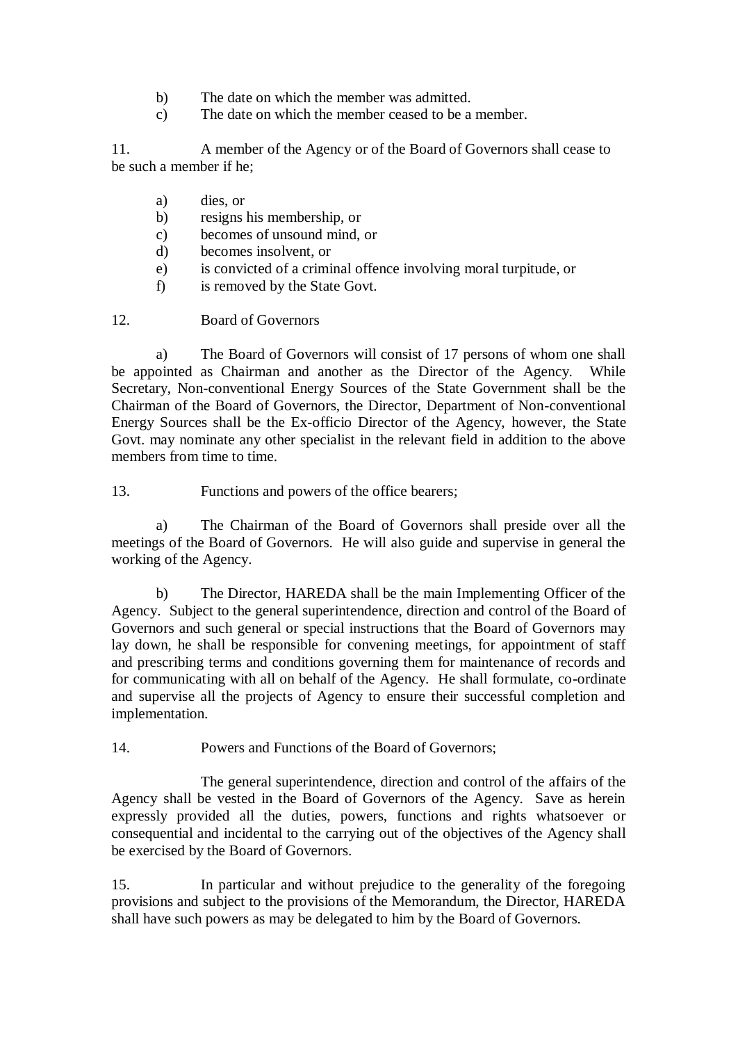b) The date on which the member was admitted.
c) The date on which the member ceased to be a member.

11. A member of the Agency or of the Board of Governors shall cease to be such a member if he;

a) dies, or
b) resigns his membership, or
c) becomes of unsound mind, or
d) becomes insolvent, or
e) is convicted of a criminal offence involving moral turpitude, or
f) is removed by the State Govt.

12. Board of Governors

a) The Board of Governors will consist of 17 persons of whom one shall be appointed as Chairman and another as the Director of the Agency. While Secretary, Non-conventional Energy Sources of the State Government shall be the Chairman of the Board of Governors, the Director, Department of Non-conventional Energy Sources shall be the Ex-officio Director of the Agency, however, the State Govt. may nominate any other specialist in the relevant field in addition to the above members from time to time.

13. Functions and powers of the office bearers;

a) The Chairman of the Board of Governors shall preside over all the meetings of the Board of Governors. He will also guide and supervise in general the working of the Agency.

b) The Director, HAREDA shall be the main Implementing Officer of the Agency. Subject to the general superintendence, direction and control of the Board of Governors and such general or special instructions that the Board of Governors may lay down, he shall be responsible for convening meetings, for appointment of staff and prescribing terms and conditions governing them for maintenance of records and for communicating with all on behalf of the Agency. He shall formulate, co-ordinate and supervise all the projects of Agency to ensure their successful completion and implementation.

14. Powers and Functions of the Board of Governors;

The general superintendence, direction and control of the affairs of the Agency shall be vested in the Board of Governors of the Agency. Save as herein expressly provided all the duties, powers, functions and rights whatsoever or consequential and incidental to the carrying out of the objectives of the Agency shall be exercised by the Board of Governors.

15. In particular and without prejudice to the generality of the foregoing provisions and subject to the provisions of the Memorandum, the Director, HAREDA shall have such powers as may be delegated to him by the Board of Governors.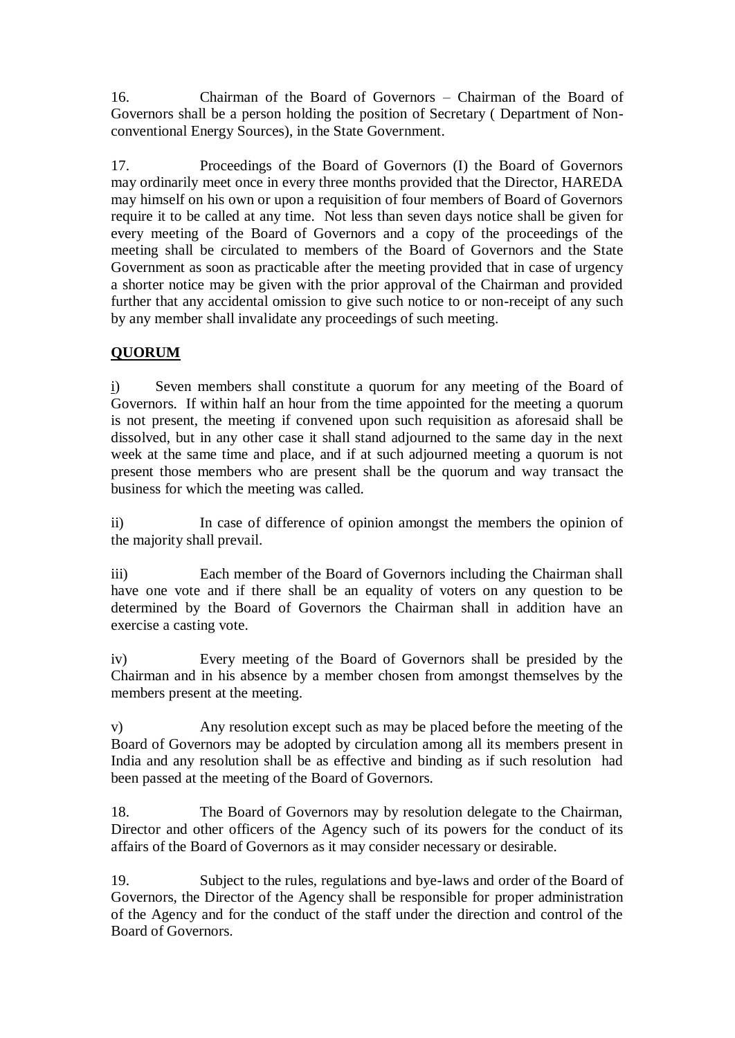16. Chairman of the Board of Governors – Chairman of the Board of Governors shall be a person holding the position of Secretary ( Department of Non-conventional Energy Sources), in the State Government.

17. Proceedings of the Board of Governors (I) the Board of Governors may ordinarily meet once in every three months provided that the Director, HAREDA may himself on his own or upon a requisition of four members of Board of Governors require it to be called at any time. Not less than seven days notice shall be given for every meeting of the Board of Governors and a copy of the proceedings of the meeting shall be circulated to members of the Board of Governors and the State Government as soon as practicable after the meeting provided that in case of urgency a shorter notice may be given with the prior approval of the Chairman and provided further that any accidental omission to give such notice to or non-receipt of any such by any member shall invalidate any proceedings of such meeting.

**QUORUM**

i) Seven members shall constitute a quorum for any meeting of the Board of Governors. If within half an hour from the time appointed for the meeting a quorum is not present, the meeting if convened upon such requisition as aforesaid shall be dissolved, but in any other case it shall stand adjourned to the same day in the next week at the same time and place, and if at such adjourned meeting a quorum is not present those members who are present shall be the quorum and way transact the business for which the meeting was called.

ii) In case of difference of opinion amongst the members the opinion of the majority shall prevail.

iii) Each member of the Board of Governors including the Chairman shall have one vote and if there shall be an equality of voters on any question to be determined by the Board of Governors the Chairman shall in addition have an exercise a casting vote.

iv) Every meeting of the Board of Governors shall be presided by the Chairman and in his absence by a member chosen from amongst themselves by the members present at the meeting.

v) Any resolution except such as may be placed before the meeting of the Board of Governors may be adopted by circulation among all its members present in India and any resolution shall be as effective and binding as if such resolution had been passed at the meeting of the Board of Governors.

18. The Board of Governors may by resolution delegate to the Chairman, Director and other officers of the Agency such of its powers for the conduct of its affairs of the Board of Governors as it may consider necessary or desirable.

19. Subject to the rules, regulations and bye-laws and order of the Board of Governors, the Director of the Agency shall be responsible for proper administration of the Agency and for the conduct of the staff under the direction and control of the Board of Governors.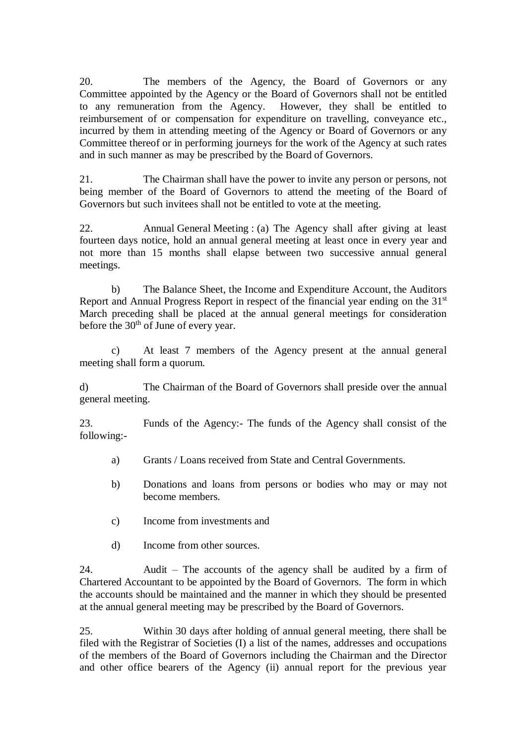20. The members of the Agency, the Board of Governors or any Committee appointed by the Agency or the Board of Governors shall not be entitled to any remuneration from the Agency. However, they shall be entitled to reimbursement of or compensation for expenditure on travelling, conveyance etc., incurred by them in attending meeting of the Agency or Board of Governors or any Committee thereof or in performing journeys for the work of the Agency at such rates and in such manner as may be prescribed by the Board of Governors.

21. The Chairman shall have the power to invite any person or persons, not being member of the Board of Governors to attend the meeting of the Board of Governors but such invitees shall not be entitled to vote at the meeting.

22. Annual General Meeting : (a) The Agency shall after giving at least fourteen days notice, hold an annual general meeting at least once in every year and not more than 15 months shall elapse between two successive annual general meetings.

b) The Balance Sheet, the Income and Expenditure Account, the Auditors Report and Annual Progress Report in respect of the financial year ending on the 31st March preceding shall be placed at the annual general meetings for consideration before the 30th of June of every year.

c) At least 7 members of the Agency present at the annual general meeting shall form a quorum.

d) The Chairman of the Board of Governors shall preside over the annual general meeting.

23. Funds of the Agency:- The funds of the Agency shall consist of the following:-

a) Grants / Loans received from State and Central Governments.

b) Donations and loans from persons or bodies who may or may not become members.

c) Income from investments and

d) Income from other sources.

24. Audit – The accounts of the agency shall be audited by a firm of Chartered Accountant to be appointed by the Board of Governors. The form in which the accounts should be maintained and the manner in which they should be presented at the annual general meeting may be prescribed by the Board of Governors.

25. Within 30 days after holding of annual general meeting, there shall be filed with the Registrar of Societies (I) a list of the names, addresses and occupations of the members of the Board of Governors including the Chairman and the Director and other office bearers of the Agency (ii) annual report for the previous year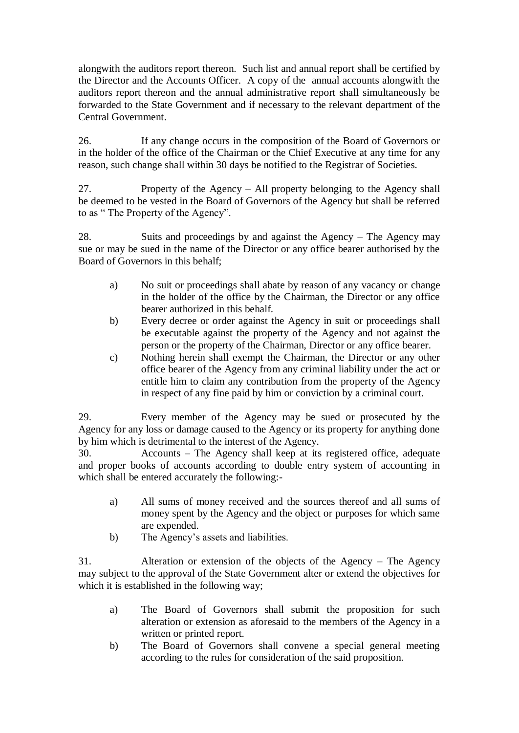alongwith the auditors report thereon. Such list and annual report shall be certified by the Director and the Accounts Officer. A copy of the annual accounts alongwith the auditors report thereon and the annual administrative report shall simultaneously be forwarded to the State Government and if necessary to the relevant department of the Central Government.

26. If any change occurs in the composition of the Board of Governors or in the holder of the office of the Chairman or the Chief Executive at any time for any reason, such change shall within 30 days be notified to the Registrar of Societies.

27. Property of the Agency – All property belonging to the Agency shall be deemed to be vested in the Board of Governors of the Agency but shall be referred to as " The Property of the Agency".

28. Suits and proceedings by and against the Agency – The Agency may sue or may be sued in the name of the Director or any office bearer authorised by the Board of Governors in this behalf;

a) No suit or proceedings shall abate by reason of any vacancy or change in the holder of the office by the Chairman, the Director or any office bearer authorized in this behalf.
b) Every decree or order against the Agency in suit or proceedings shall be executable against the property of the Agency and not against the person or the property of the Chairman, Director or any office bearer.
c) Nothing herein shall exempt the Chairman, the Director or any other office bearer of the Agency from any criminal liability under the act or entitle him to claim any contribution from the property of the Agency in respect of any fine paid by him or conviction by a criminal court.

29. Every member of the Agency may be sued or prosecuted by the Agency for any loss or damage caused to the Agency or its property for anything done by him which is detrimental to the interest of the Agency.

30. Accounts – The Agency shall keep at its registered office, adequate and proper books of accounts according to double entry system of accounting in which shall be entered accurately the following:-

a) All sums of money received and the sources thereof and all sums of money spent by the Agency and the object or purposes for which same are expended.
b) The Agency's assets and liabilities.

31. Alteration or extension of the objects of the Agency – The Agency may subject to the approval of the State Government alter or extend the objectives for which it is established in the following way;

a) The Board of Governors shall submit the proposition for such alteration or extension as aforesaid to the members of the Agency in a written or printed report.
b) The Board of Governors shall convene a special general meeting according to the rules for consideration of the said proposition.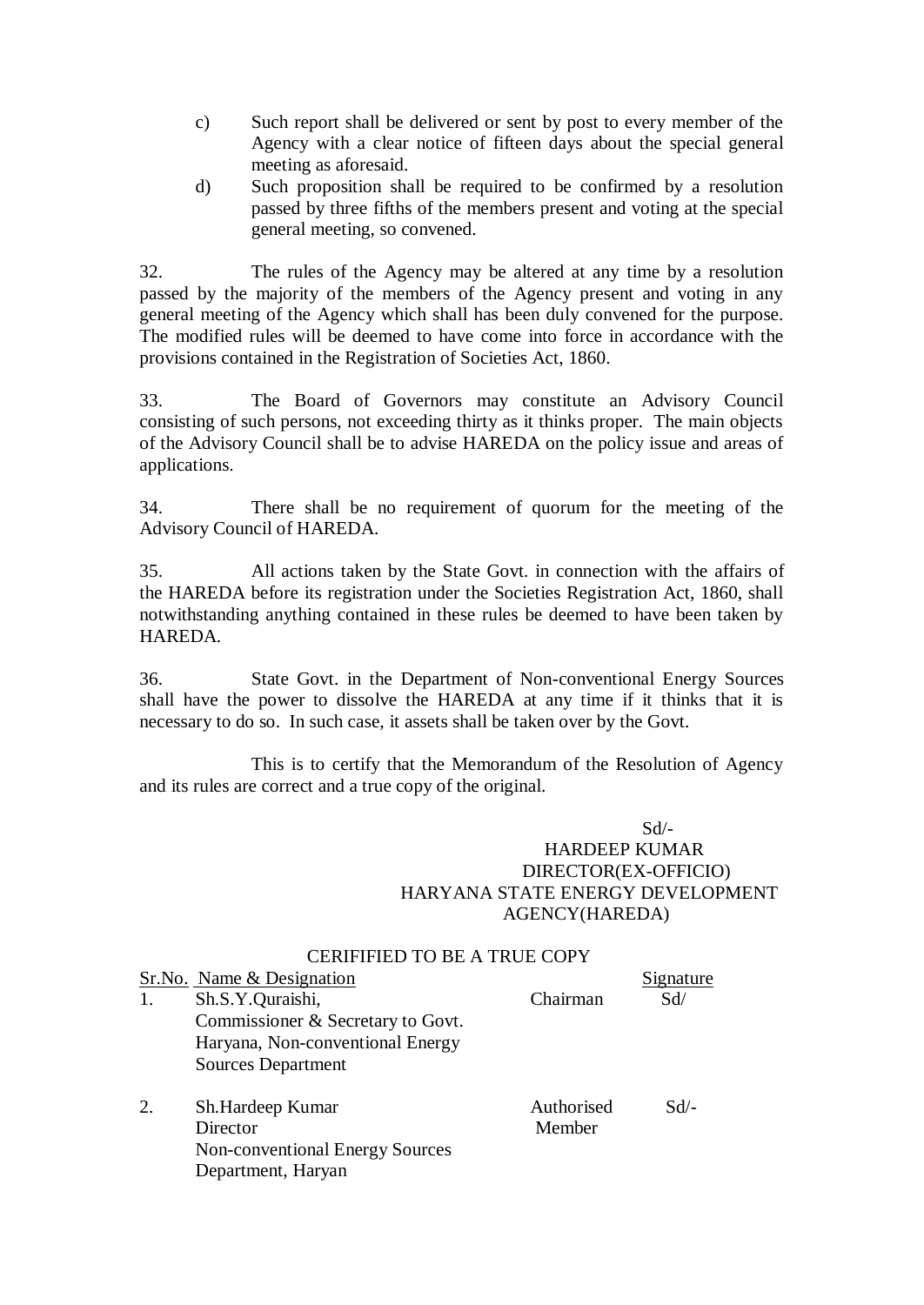c) Such report shall be delivered or sent by post to every member of the Agency with a clear notice of fifteen days about the special general meeting as aforesaid.

d) Such proposition shall be required to be confirmed by a resolution passed by three fifths of the members present and voting at the special general meeting, so convened.

32. The rules of the Agency may be altered at any time by a resolution passed by the majority of the members of the Agency present and voting in any general meeting of the Agency which shall has been duly convened for the purpose. The modified rules will be deemed to have come into force in accordance with the provisions contained in the Registration of Societies Act, 1860.

33. The Board of Governors may constitute an Advisory Council consisting of such persons, not exceeding thirty as it thinks proper. The main objects of the Advisory Council shall be to advise HAREDA on the policy issue and areas of applications.

34. There shall be no requirement of quorum for the meeting of the Advisory Council of HAREDA.

35. All actions taken by the State Govt. in connection with the affairs of the HAREDA before its registration under the Societies Registration Act, 1860, shall notwithstanding anything contained in these rules be deemed to have been taken by HAREDA.

36. State Govt. in the Department of Non-conventional Energy Sources shall have the power to dissolve the HAREDA at any time if it thinks that it is necessary to do so. In such case, it assets shall be taken over by the Govt.

This is to certify that the Memorandum of the Resolution of Agency and its rules are correct and a true copy of the original.

Sd/-
HARDEEP KUMAR
DIRECTOR(EX-OFFICIO)
HARYANA STATE ENERGY DEVELOPMENT AGENCY(HAREDA)

CERIFIED TO BE A TRUE COPY

| Sr.No. | Name & Designation | | Signature |
|---|---|---|---|
| 1. | Sh.S.Y.Quraishi, Commissioner & Secretary to Govt. Haryana, Non-conventional Energy Sources Department | Chairman | Sd/ |
| 2. | Sh.Hardeep Kumar Director Non-conventional Energy Sources Department, Haryan | Authorised Member | Sd/- |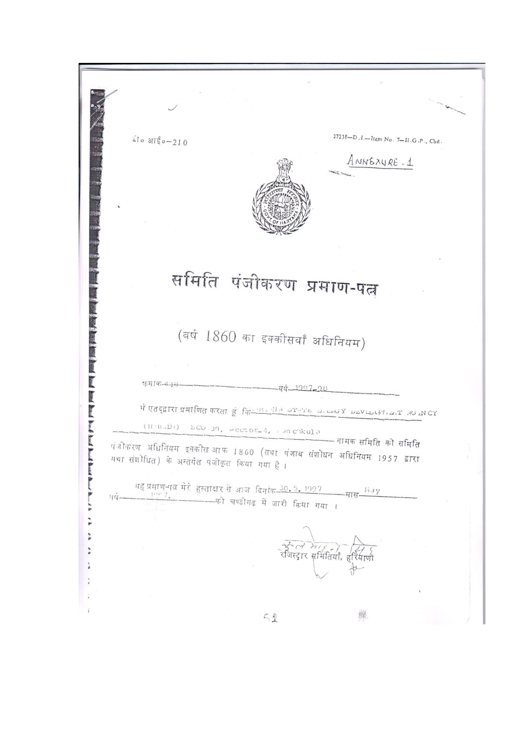डी० आई०–210

27238—D.I.—Item No. 7—H.G.P., Chd.

ANNEXURE - 1

# समिति पंजीकरण प्रमाण-पत्र

(वर्ष 1860 का इक्कीसवाँ अधिनियम)

क्रमांक-419 —————————— वर्ष 1997-98

मैं एतद्द्वारा प्रमाणित करता हूं कि HARYANA STATE ENERGY DEVELOPMENT AGENCY (HAREDA) SCO 30, Sector-4, Panchkula —————— नामक समिति को समिति पंजीकरण अधिनियम इक्कीस आफ 1860 (तथा पंजाब संशोधन अधिनियम 1957 द्वारा यथा संशोधित) के अन्तर्गत पंजीकृत किया गया है।

यह प्रमाण-पत्र मेरे हस्ताक्षर से आज दिनांक 30.5.1997 मास May वर्ष 1997 को चण्डीगढ़ में जारी किया गया।

रजिस्ट्रार समितियाँ, हरियाणा